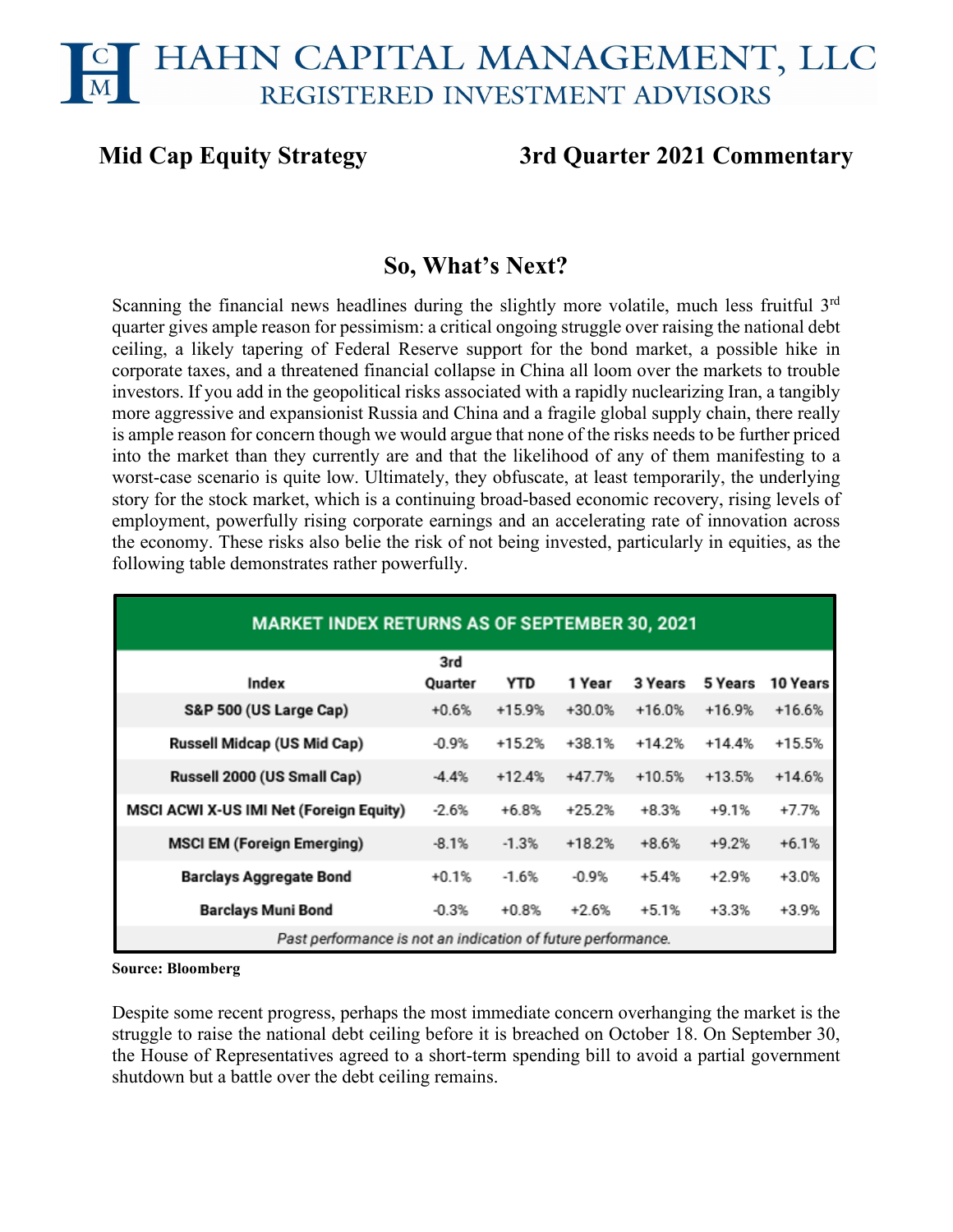# HAHN CAPITAL MANAGEMENT, LLC
## REGISTERED INVESTMENT ADVISORS

**Mid Cap Equity Strategy** **3rd Quarter 2021 Commentary**

## So, What's Next?

Scanning the financial news headlines during the slightly more volatile, much less fruitful 3rd quarter gives ample reason for pessimism: a critical ongoing struggle over raising the national debt ceiling, a likely tapering of Federal Reserve support for the bond market, a possible hike in corporate taxes, and a threatened financial collapse in China all loom over the markets to trouble investors. If you add in the geopolitical risks associated with a rapidly nuclearizing Iran, a tangibly more aggressive and expansionist Russia and China and a fragile global supply chain, there really is ample reason for concern though we would argue that none of the risks needs to be further priced into the market than they currently are and that the likelihood of any of them manifesting to a worst-case scenario is quite low. Ultimately, they obfuscate, at least temporarily, the underlying story for the stock market, which is a continuing broad-based economic recovery, rising levels of employment, powerfully rising corporate earnings and an accelerating rate of innovation across the economy. These risks also belie the risk of not being invested, particularly in equities, as the following table demonstrates rather powerfully.

**MARKET INDEX RETURNS AS OF SEPTEMBER 30, 2021**

| Index | 3rd Quarter | YTD | 1 Year | 3 Years | 5 Years | 10 Years |
|---|---|---|---|---|---|---|
| S&P 500 (US Large Cap) | +0.6% | +15.9% | +30.0% | +16.0% | +16.9% | +16.6% |
| Russell Midcap (US Mid Cap) | -0.9% | +15.2% | +38.1% | +14.2% | +14.4% | +15.5% |
| Russell 2000 (US Small Cap) | -4.4% | +12.4% | +47.7% | +10.5% | +13.5% | +14.6% |
| MSCI ACWI X-US IMI Net (Foreign Equity) | -2.6% | +6.8% | +25.2% | +8.3% | +9.1% | +7.7% |
| MSCI EM (Foreign Emerging) | -8.1% | -1.3% | +18.2% | +8.6% | +9.2% | +6.1% |
| Barclays Aggregate Bond | +0.1% | -1.6% | -0.9% | +5.4% | +2.9% | +3.0% |
| Barclays Muni Bond | -0.3% | +0.8% | +2.6% | +5.1% | +3.3% | +3.9% |

*Past performance is not an indication of future performance.*

**Source: Bloomberg**

Despite some recent progress, perhaps the most immediate concern overhanging the market is the struggle to raise the national debt ceiling before it is breached on October 18. On September 30, the House of Representatives agreed to a short-term spending bill to avoid a partial government shutdown but a battle over the debt ceiling remains.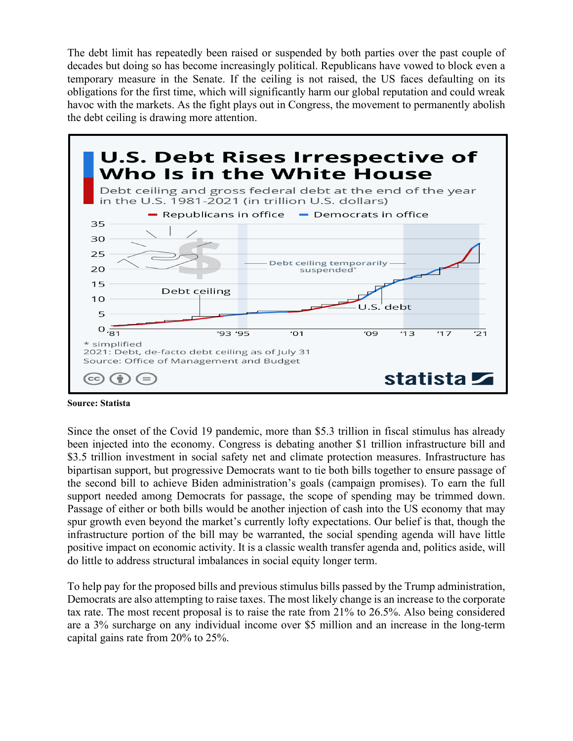The debt limit has repeatedly been raised or suspended by both parties over the past couple of decades but doing so has become increasingly political. Republicans have vowed to block even a temporary measure in the Senate. If the ceiling is not raised, the US faces defaulting on its obligations for the first time, which will significantly harm our global reputation and could wreak havoc with the markets. As the fight plays out in Congress, the movement to permanently abolish the debt ceiling is drawing more attention.

**U.S. Debt Rises Irrespective of Who Is in the White House**

Debt ceiling and gross federal debt at the end of the year in the U.S. 1981-2021 (in trillion U.S. dollars)

* simplified
2021: Debt, de-facto debt ceiling as of July 31
Source: Office of Management and Budget

**Source: Statista**

Since the onset of the Covid 19 pandemic, more than $5.3 trillion in fiscal stimulus has already been injected into the economy. Congress is debating another $1 trillion infrastructure bill and $3.5 trillion investment in social safety net and climate protection measures. Infrastructure has bipartisan support, but progressive Democrats want to tie both bills together to ensure passage of the second bill to achieve Biden administration's goals (campaign promises). To earn the full support needed among Democrats for passage, the scope of spending may be trimmed down. Passage of either or both bills would be another injection of cash into the US economy that may spur growth even beyond the market's currently lofty expectations. Our belief is that, though the infrastructure portion of the bill may be warranted, the social spending agenda will have little positive impact on economic activity. It is a classic wealth transfer agenda and, politics aside, will do little to address structural imbalances in social equity longer term.

To help pay for the proposed bills and previous stimulus bills passed by the Trump administration, Democrats are also attempting to raise taxes. The most likely change is an increase to the corporate tax rate. The most recent proposal is to raise the rate from 21% to 26.5%. Also being considered are a 3% surcharge on any individual income over $5 million and an increase in the long-term capital gains rate from 20% to 25%.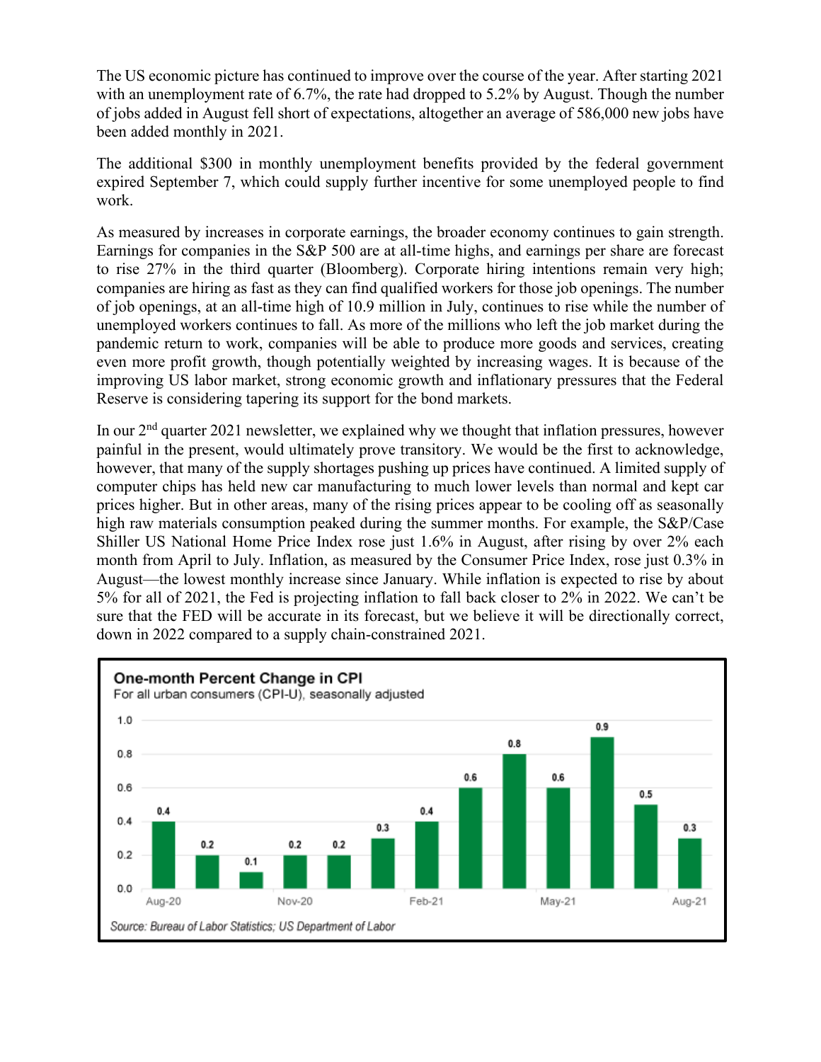The US economic picture has continued to improve over the course of the year. After starting 2021 with an unemployment rate of 6.7%, the rate had dropped to 5.2% by August. Though the number of jobs added in August fell short of expectations, altogether an average of 586,000 new jobs have been added monthly in 2021.

The additional $300 in monthly unemployment benefits provided by the federal government expired September 7, which could supply further incentive for some unemployed people to find work.

As measured by increases in corporate earnings, the broader economy continues to gain strength. Earnings for companies in the S&P 500 are at all-time highs, and earnings per share are forecast to rise 27% in the third quarter (Bloomberg). Corporate hiring intentions remain very high; companies are hiring as fast as they can find qualified workers for those job openings. The number of job openings, at an all-time high of 10.9 million in July, continues to rise while the number of unemployed workers continues to fall. As more of the millions who left the job market during the pandemic return to work, companies will be able to produce more goods and services, creating even more profit growth, though potentially weighted by increasing wages. It is because of the improving US labor market, strong economic growth and inflationary pressures that the Federal Reserve is considering tapering its support for the bond markets.

In our 2nd quarter 2021 newsletter, we explained why we thought that inflation pressures, however painful in the present, would ultimately prove transitory. We would be the first to acknowledge, however, that many of the supply shortages pushing up prices have continued. A limited supply of computer chips has held new car manufacturing to much lower levels than normal and kept car prices higher. But in other areas, many of the rising prices appear to be cooling off as seasonally high raw materials consumption peaked during the summer months. For example, the S&P/Case Shiller US National Home Price Index rose just 1.6% in August, after rising by over 2% each month from April to July. Inflation, as measured by the Consumer Price Index, rose just 0.3% in August—the lowest monthly increase since January. While inflation is expected to rise by about 5% for all of 2021, the Fed is projecting inflation to fall back closer to 2% in 2022. We can't be sure that the FED will be accurate in its forecast, but we believe it will be directionally correct, down in 2022 compared to a supply chain-constrained 2021.

**One-month Percent Change in CPI**
For all urban consumers (CPI-U), seasonally adjusted

| Month | % Change |
| --- | --- |
| Aug-20 | 0.4 |
| Sep-20 | 0.2 |
| Oct-20 | 0.1 |
| Nov-20 | 0.2 |
| Dec-20 | 0.2 |
| Jan-21 | 0.3 |
| Feb-21 | 0.4 |
| Mar-21 | 0.6 |
| Apr-21 | 0.8 |
| May-21 | 0.6 |
| Jun-21 | 0.9 |
| Jul-21 | 0.5 |
| Aug-21 | 0.3 |

*Source: Bureau of Labor Statistics; US Department of Labor*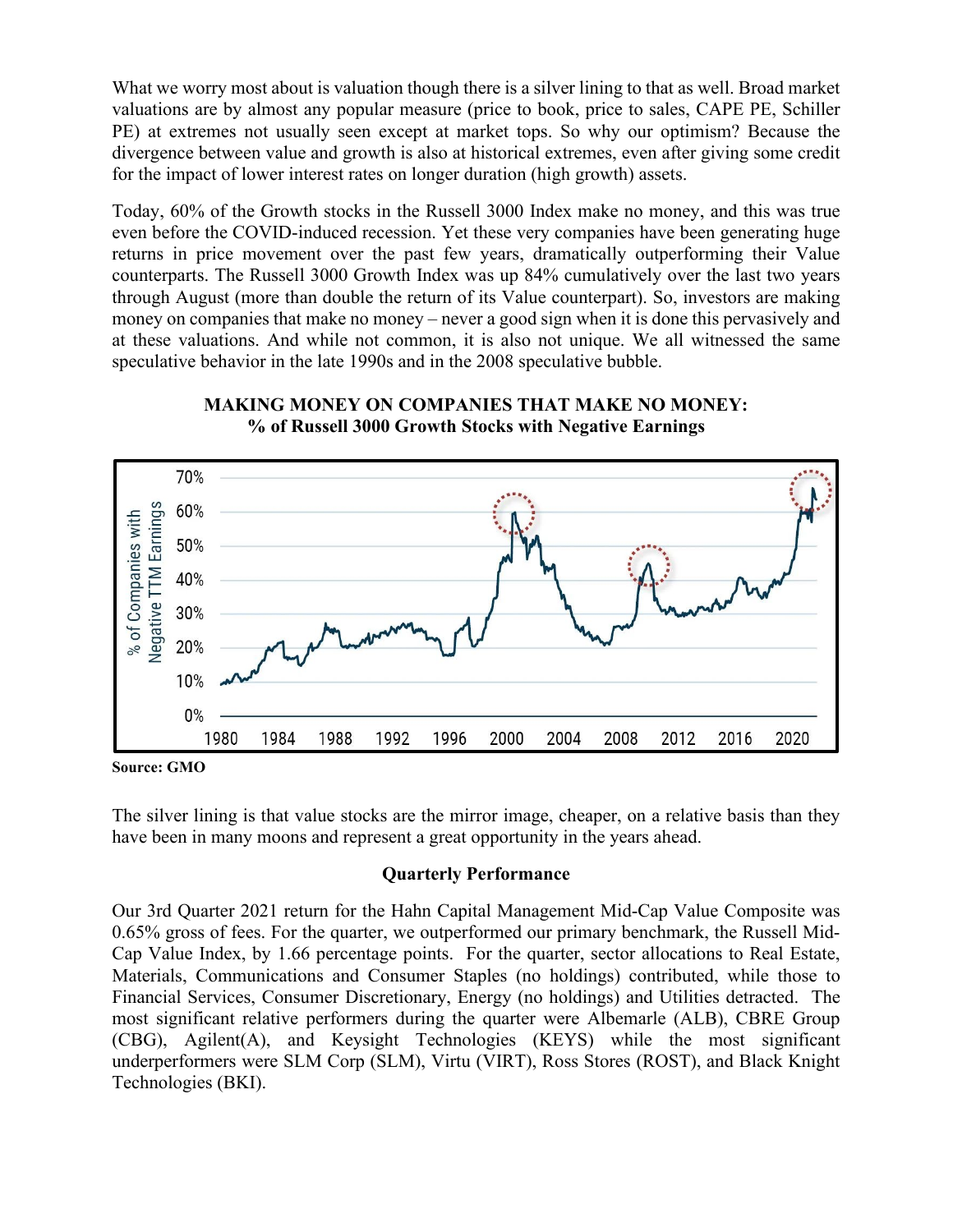What we worry most about is valuation though there is a silver lining to that as well. Broad market valuations are by almost any popular measure (price to book, price to sales, CAPE PE, Schiller PE) at extremes not usually seen except at market tops. So why our optimism? Because the divergence between value and growth is also at historical extremes, even after giving some credit for the impact of lower interest rates on longer duration (high growth) assets.

Today, 60% of the Growth stocks in the Russell 3000 Index make no money, and this was true even before the COVID-induced recession. Yet these very companies have been generating huge returns in price movement over the past few years, dramatically outperforming their Value counterparts. The Russell 3000 Growth Index was up 84% cumulatively over the last two years through August (more than double the return of its Value counterpart). So, investors are making money on companies that make no money – never a good sign when it is done this pervasively and at these valuations. And while not common, it is also not unique. We all witnessed the same speculative behavior in the late 1990s and in the 2008 speculative bubble.

**MAKING MONEY ON COMPANIES THAT MAKE NO MONEY:**
**% of Russell 3000 Growth Stocks with Negative Earnings**

**Source: GMO**

The silver lining is that value stocks are the mirror image, cheaper, on a relative basis than they have been in many moons and represent a great opportunity in the years ahead.

## Quarterly Performance

Our 3rd Quarter 2021 return for the Hahn Capital Management Mid-Cap Value Composite was 0.65% gross of fees. For the quarter, we outperformed our primary benchmark, the Russell Mid-Cap Value Index, by 1.66 percentage points. For the quarter, sector allocations to Real Estate, Materials, Communications and Consumer Staples (no holdings) contributed, while those to Financial Services, Consumer Discretionary, Energy (no holdings) and Utilities detracted. The most significant relative performers during the quarter were Albemarle (ALB), CBRE Group (CBG), Agilent(A), and Keysight Technologies (KEYS) while the most significant underperformers were SLM Corp (SLM), Virtu (VIRT), Ross Stores (ROST), and Black Knight Technologies (BKI).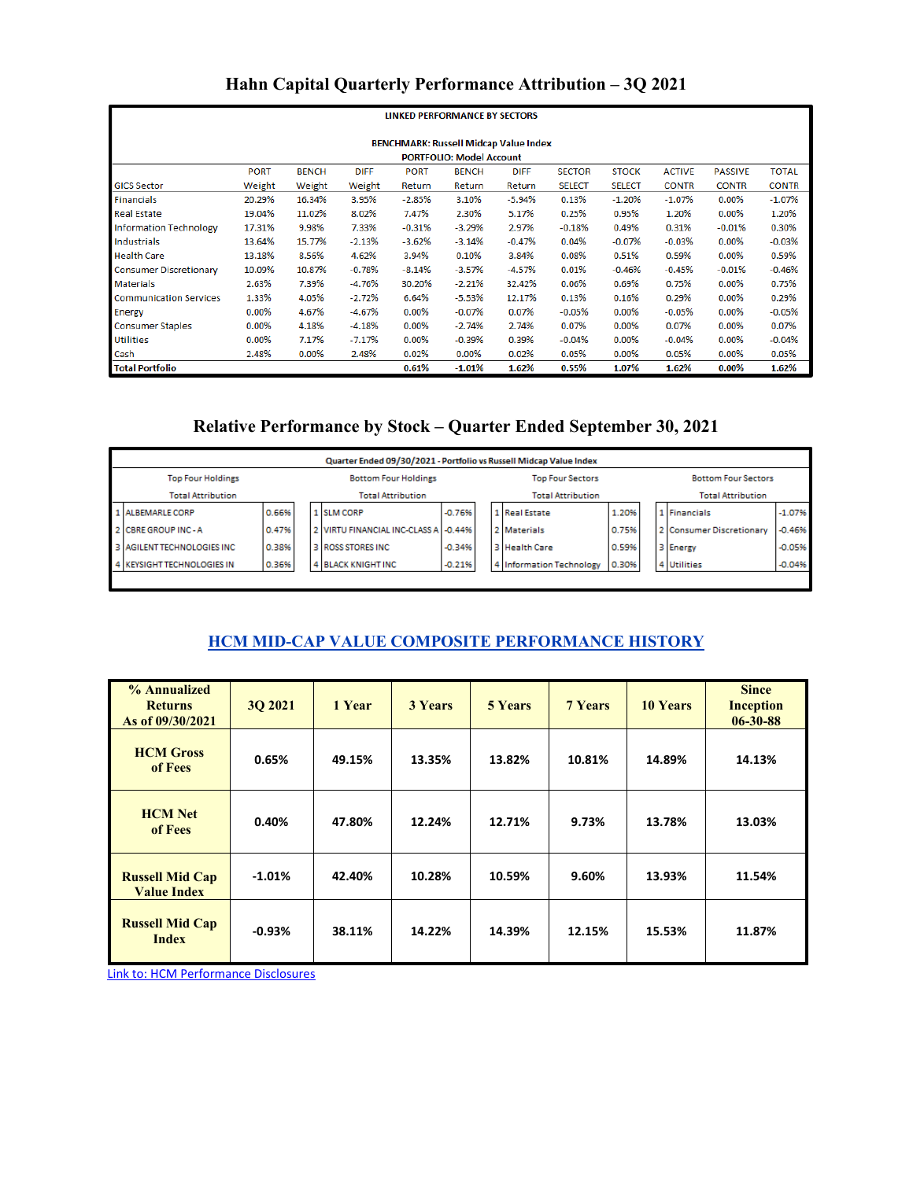## Hahn Capital Quarterly Performance Attribution – 3Q 2021

LINKED PERFORMANCE BY SECTORS

BENCHMARK: Russell Midcap Value Index
PORTFOLIO: Model Account

| GICS Sector | PORT Weight | BENCH Weight | DIFF Weight | PORT Return | BENCH Return | DIFF Return | SECTOR SELECT | STOCK SELECT | ACTIVE CONTR | PASSIVE CONTR | TOTAL CONTR |
|---|---|---|---|---|---|---|---|---|---|---|---|
| Financials | 20.29% | 16.34% | 3.95% | -2.85% | 3.10% | -5.94% | 0.13% | -1.20% | -1.07% | 0.00% | -1.07% |
| Real Estate | 19.04% | 11.02% | 8.02% | 7.47% | 2.30% | 5.17% | 0.25% | 0.95% | 1.20% | 0.00% | 1.20% |
| Information Technology | 17.31% | 9.98% | 7.33% | -0.31% | -3.29% | 2.97% | -0.18% | 0.49% | 0.31% | -0.01% | 0.30% |
| Industrials | 13.64% | 15.77% | -2.13% | -3.62% | -3.14% | -0.47% | 0.04% | -0.07% | -0.03% | 0.00% | -0.03% |
| Health Care | 13.18% | 8.56% | 4.62% | 3.94% | 0.10% | 3.84% | 0.08% | 0.51% | 0.59% | 0.00% | 0.59% |
| Consumer Discretionary | 10.09% | 10.87% | -0.78% | -8.14% | -3.57% | -4.57% | 0.01% | -0.46% | -0.45% | -0.01% | -0.46% |
| Materials | 2.63% | 7.39% | -4.76% | 30.20% | -2.21% | 32.42% | 0.06% | 0.69% | 0.75% | 0.00% | 0.75% |
| Communication Services | 1.33% | 4.05% | -2.72% | 6.64% | -5.53% | 12.17% | 0.13% | 0.16% | 0.29% | 0.00% | 0.29% |
| Energy | 0.00% | 4.67% | -4.67% | 0.00% | -0.07% | 0.07% | -0.05% | 0.00% | -0.05% | 0.00% | -0.05% |
| Consumer Staples | 0.00% | 4.18% | -4.18% | 0.00% | -2.74% | 2.74% | 0.07% | 0.00% | 0.07% | 0.00% | 0.07% |
| Utilities | 0.00% | 7.17% | -7.17% | 0.00% | -0.39% | 0.39% | -0.04% | 0.00% | -0.04% | 0.00% | -0.04% |
| Cash | 2.48% | 0.00% | 2.48% | 0.02% | 0.00% | 0.02% | 0.05% | 0.00% | 0.05% | 0.00% | 0.05% |
| **Total Portfolio** | | | | **0.61%** | **-1.01%** | **1.62%** | **0.55%** | **1.07%** | **1.62%** | **0.00%** | **1.62%** |

## Relative Performance by Stock – Quarter Ended September 30, 2021

Quarter Ended 09/30/2021 - Portfolio vs Russell Midcap Value Index

| | Top Four Holdings | Total Attribution | | Bottom Four Holdings | Total Attribution | | Top Four Sectors | Total Attribution | | Bottom Four Sectors | Total Attribution |
|---|---|---|---|---|---|---|---|---|---|---|---|
| 1 | ALBEMARLE CORP | 0.66% | 1 | SLM CORP | -0.76% | 1 | Real Estate | 1.20% | 1 | Financials | -1.07% |
| 2 | CBRE GROUP INC - A | 0.47% | 2 | VIRTU FINANCIAL INC-CLASS A | -0.44% | 2 | Materials | 0.75% | 2 | Consumer Discretionary | -0.46% |
| 3 | AGILENT TECHNOLOGIES INC | 0.38% | 3 | ROSS STORES INC | -0.34% | 3 | Health Care | 0.59% | 3 | Energy | -0.05% |
| 4 | KEYSIGHT TECHNOLOGIES IN | 0.36% | 4 | BLACK KNIGHT INC | -0.21% | 4 | Information Technology | 0.30% | 4 | Utilities | -0.04% |

## HCM MID-CAP VALUE COMPOSITE PERFORMANCE HISTORY

| % Annualized Returns As of 09/30/2021 | 3Q 2021 | 1 Year | 3 Years | 5 Years | 7 Years | 10 Years | Since Inception 06-30-88 |
|---|---|---|---|---|---|---|---|
| HCM Gross of Fees | 0.65% | 49.15% | 13.35% | 13.82% | 10.81% | 14.89% | 14.13% |
| HCM Net of Fees | 0.40% | 47.80% | 12.24% | 12.71% | 9.73% | 13.78% | 13.03% |
| Russell Mid Cap Value Index | -1.01% | 42.40% | 10.28% | 10.59% | 9.60% | 13.93% | 11.54% |
| Russell Mid Cap Index | -0.93% | 38.11% | 14.22% | 14.39% | 12.15% | 15.53% | 11.87% |

Link to: HCM Performance Disclosures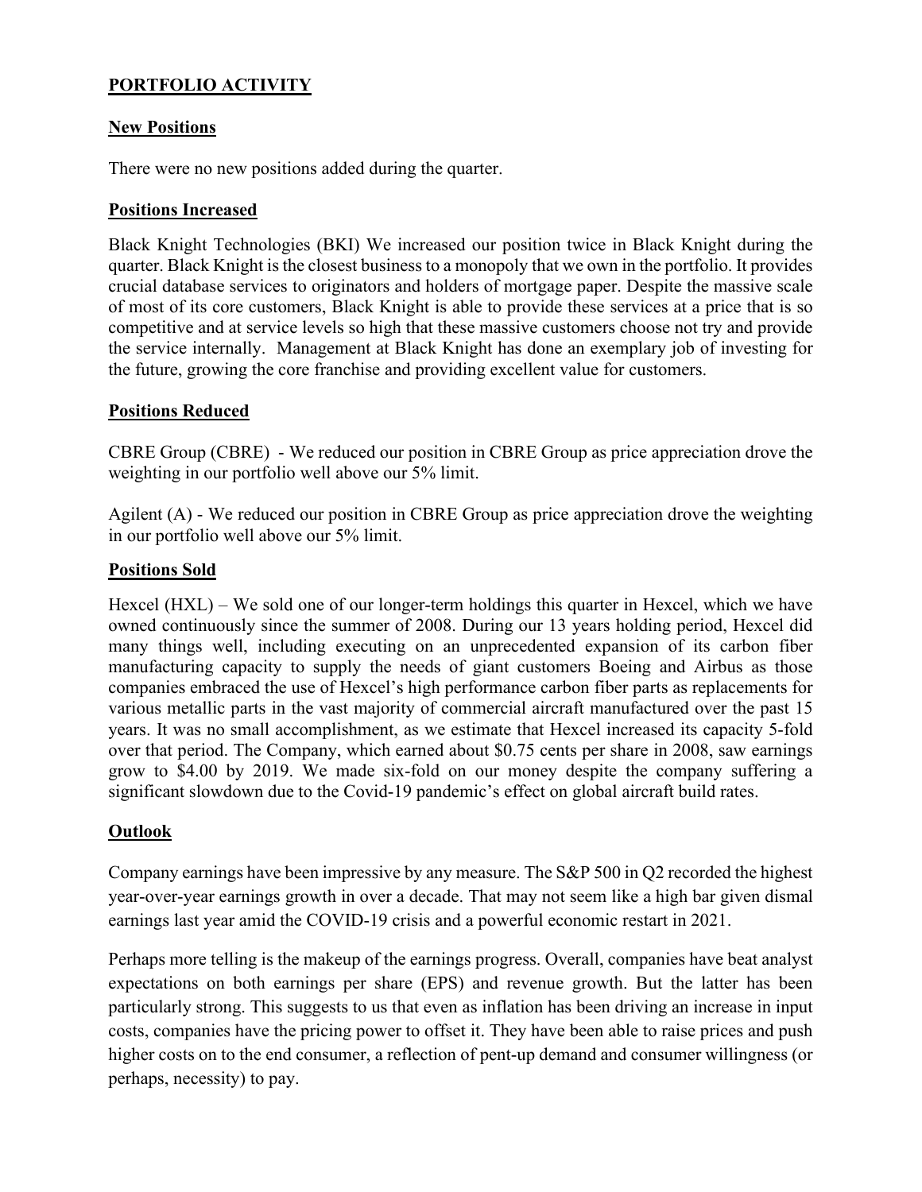## PORTFOLIO ACTIVITY

### New Positions

There were no new positions added during the quarter.

### Positions Increased

Black Knight Technologies (BKI) We increased our position twice in Black Knight during the quarter. Black Knight is the closest business to a monopoly that we own in the portfolio. It provides crucial database services to originators and holders of mortgage paper. Despite the massive scale of most of its core customers, Black Knight is able to provide these services at a price that is so competitive and at service levels so high that these massive customers choose not try and provide the service internally. Management at Black Knight has done an exemplary job of investing for the future, growing the core franchise and providing excellent value for customers.

### Positions Reduced

CBRE Group (CBRE) - We reduced our position in CBRE Group as price appreciation drove the weighting in our portfolio well above our 5% limit.

Agilent (A) - We reduced our position in CBRE Group as price appreciation drove the weighting in our portfolio well above our 5% limit.

### Positions Sold

Hexcel (HXL) – We sold one of our longer-term holdings this quarter in Hexcel, which we have owned continuously since the summer of 2008. During our 13 years holding period, Hexcel did many things well, including executing on an unprecedented expansion of its carbon fiber manufacturing capacity to supply the needs of giant customers Boeing and Airbus as those companies embraced the use of Hexcel's high performance carbon fiber parts as replacements for various metallic parts in the vast majority of commercial aircraft manufactured over the past 15 years. It was no small accomplishment, as we estimate that Hexcel increased its capacity 5-fold over that period. The Company, which earned about $0.75 cents per share in 2008, saw earnings grow to $4.00 by 2019. We made six-fold on our money despite the company suffering a significant slowdown due to the Covid-19 pandemic's effect on global aircraft build rates.

### Outlook

Company earnings have been impressive by any measure. The S&P 500 in Q2 recorded the highest year-over-year earnings growth in over a decade. That may not seem like a high bar given dismal earnings last year amid the COVID-19 crisis and a powerful economic restart in 2021.

Perhaps more telling is the makeup of the earnings progress. Overall, companies have beat analyst expectations on both earnings per share (EPS) and revenue growth. But the latter has been particularly strong. This suggests to us that even as inflation has been driving an increase in input costs, companies have the pricing power to offset it. They have been able to raise prices and push higher costs on to the end consumer, a reflection of pent-up demand and consumer willingness (or perhaps, necessity) to pay.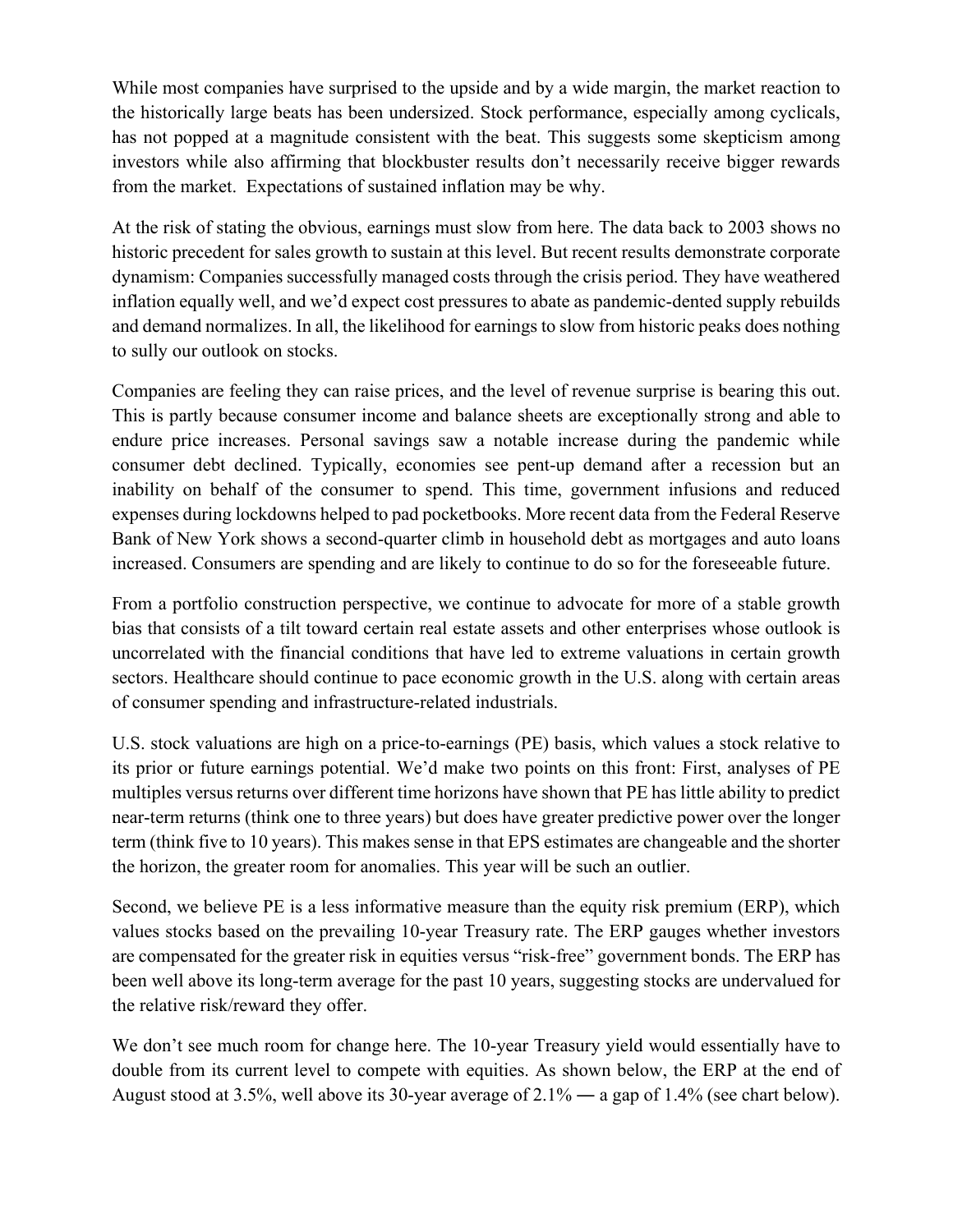While most companies have surprised to the upside and by a wide margin, the market reaction to the historically large beats has been undersized. Stock performance, especially among cyclicals, has not popped at a magnitude consistent with the beat. This suggests some skepticism among investors while also affirming that blockbuster results don't necessarily receive bigger rewards from the market. Expectations of sustained inflation may be why.

At the risk of stating the obvious, earnings must slow from here. The data back to 2003 shows no historic precedent for sales growth to sustain at this level. But recent results demonstrate corporate dynamism: Companies successfully managed costs through the crisis period. They have weathered inflation equally well, and we'd expect cost pressures to abate as pandemic-dented supply rebuilds and demand normalizes. In all, the likelihood for earnings to slow from historic peaks does nothing to sully our outlook on stocks.

Companies are feeling they can raise prices, and the level of revenue surprise is bearing this out. This is partly because consumer income and balance sheets are exceptionally strong and able to endure price increases. Personal savings saw a notable increase during the pandemic while consumer debt declined. Typically, economies see pent-up demand after a recession but an inability on behalf of the consumer to spend. This time, government infusions and reduced expenses during lockdowns helped to pad pocketbooks. More recent data from the Federal Reserve Bank of New York shows a second-quarter climb in household debt as mortgages and auto loans increased. Consumers are spending and are likely to continue to do so for the foreseeable future.

From a portfolio construction perspective, we continue to advocate for more of a stable growth bias that consists of a tilt toward certain real estate assets and other enterprises whose outlook is uncorrelated with the financial conditions that have led to extreme valuations in certain growth sectors. Healthcare should continue to pace economic growth in the U.S. along with certain areas of consumer spending and infrastructure-related industrials.

U.S. stock valuations are high on a price-to-earnings (PE) basis, which values a stock relative to its prior or future earnings potential. We'd make two points on this front: First, analyses of PE multiples versus returns over different time horizons have shown that PE has little ability to predict near-term returns (think one to three years) but does have greater predictive power over the longer term (think five to 10 years). This makes sense in that EPS estimates are changeable and the shorter the horizon, the greater room for anomalies. This year will be such an outlier.

Second, we believe PE is a less informative measure than the equity risk premium (ERP), which values stocks based on the prevailing 10-year Treasury rate. The ERP gauges whether investors are compensated for the greater risk in equities versus "risk-free" government bonds. The ERP has been well above its long-term average for the past 10 years, suggesting stocks are undervalued for the relative risk/reward they offer.

We don't see much room for change here. The 10-year Treasury yield would essentially have to double from its current level to compete with equities. As shown below, the ERP at the end of August stood at 3.5%, well above its 30-year average of 2.1% — a gap of 1.4% (see chart below).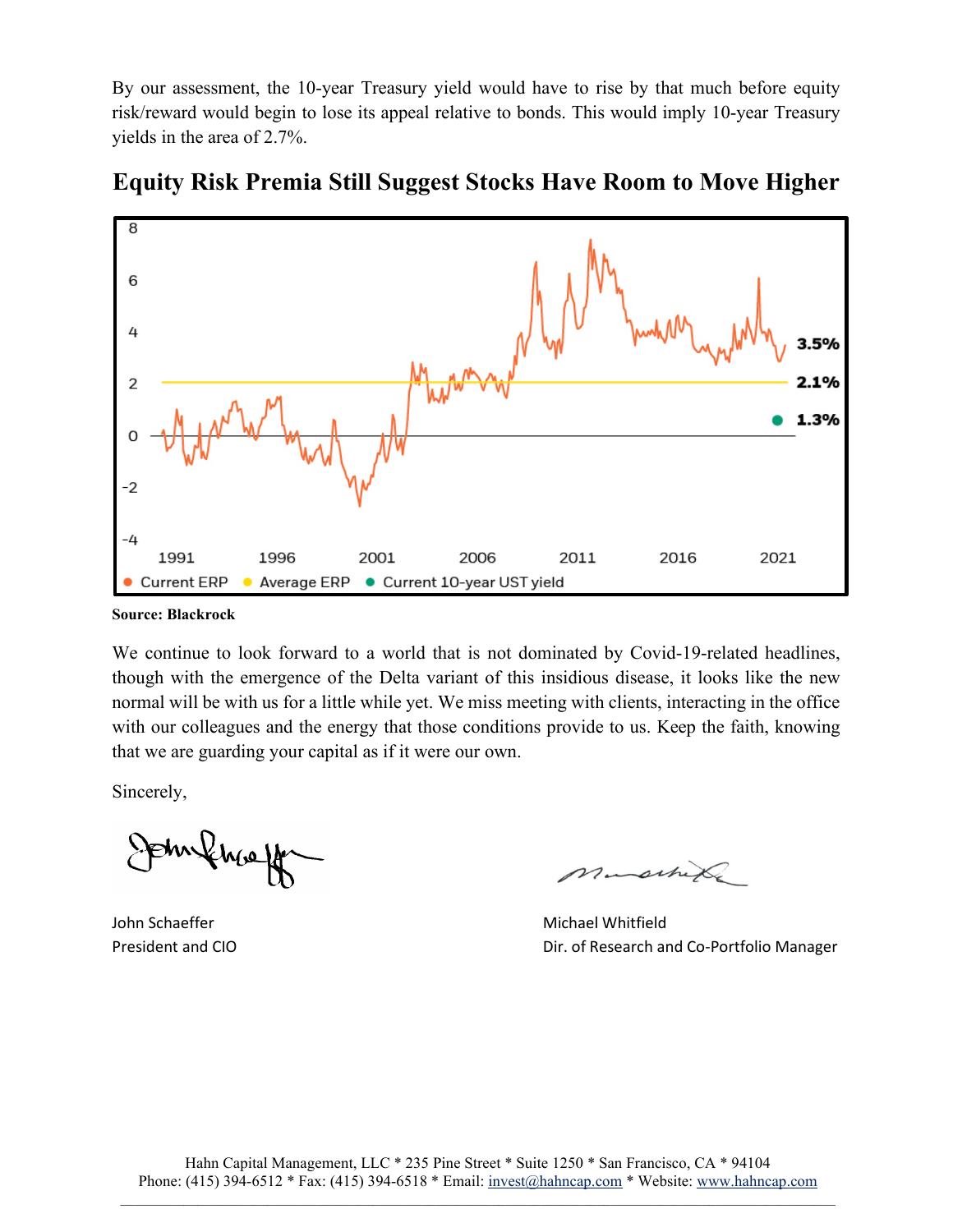By our assessment, the 10-year Treasury yield would have to rise by that much before equity risk/reward would begin to lose its appeal relative to bonds. This would imply 10-year Treasury yields in the area of 2.7%.

## Equity Risk Premia Still Suggest Stocks Have Room to Move Higher

8
6
4
2
0
-2
-4
1991
1996
2001
2006
2011
2016
2021
3.5%
2.1%
1.3%
Current ERP
Average ERP
Current 10-year UST yield

**Source: Blackrock**

We continue to look forward to a world that is not dominated by Covid-19-related headlines, though with the emergence of the Delta variant of this insidious disease, it looks like the new normal will be with us for a little while yet. We miss meeting with clients, interacting in the office with our colleagues and the energy that those conditions provide to us. Keep the faith, knowing that we are guarding your capital as if it were our own.

Sincerely,

John Schaeffer
President and CIO

Michael Whitfield
Dir. of Research and Co-Portfolio Manager

Hahn Capital Management, LLC * 235 Pine Street * Suite 1250 * San Francisco, CA * 94104
Phone: (415) 394-6512 * Fax: (415) 394-6518 * Email: invest@hahncap.com * Website: www.hahncap.com